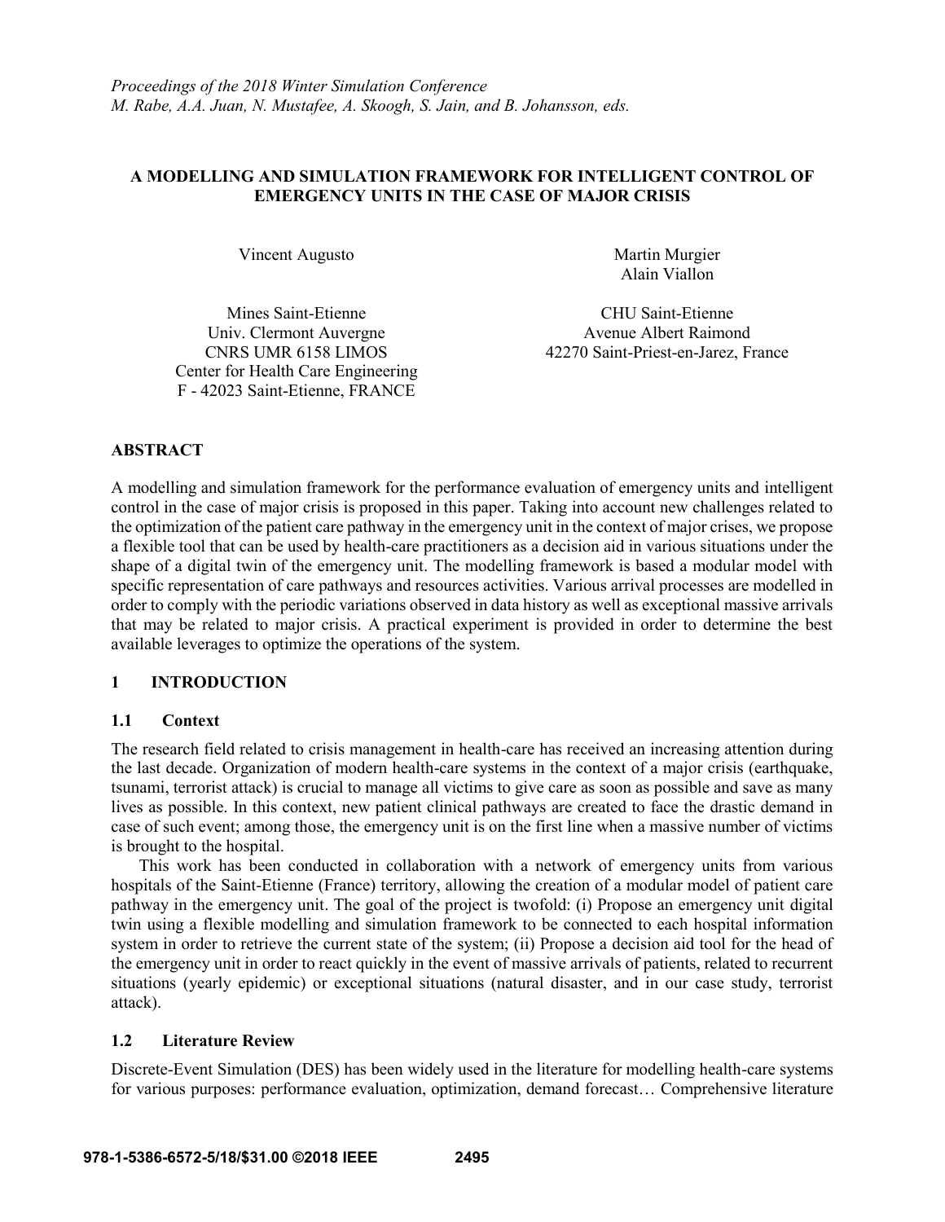*Proceedings of the 2018 Winter Simulation Conference*
*M. Rabe, A.A. Juan, N. Mustafee, A. Skoogh, S. Jain, and B. Johansson, eds.*

# A MODELLING AND SIMULATION FRAMEWORK FOR INTELLIGENT CONTROL OF EMERGENCY UNITS IN THE CASE OF MAJOR CRISIS

Vincent Augusto

Mines Saint-Etienne
Univ. Clermont Auvergne
CNRS UMR 6158 LIMOS
Center for Health Care Engineering
F - 42023 Saint-Etienne, FRANCE

Martin Murgier
Alain Viallon

CHU Saint-Etienne
Avenue Albert Raimond
42270 Saint-Priest-en-Jarez, France

## ABSTRACT

A modelling and simulation framework for the performance evaluation of emergency units and intelligent control in the case of major crisis is proposed in this paper. Taking into account new challenges related to the optimization of the patient care pathway in the emergency unit in the context of major crises, we propose a flexible tool that can be used by health-care practitioners as a decision aid in various situations under the shape of a digital twin of the emergency unit. The modelling framework is based a modular model with specific representation of care pathways and resources activities. Various arrival processes are modelled in order to comply with the periodic variations observed in data history as well as exceptional massive arrivals that may be related to major crisis. A practical experiment is provided in order to determine the best available leverages to optimize the operations of the system.

## 1 INTRODUCTION

### 1.1 Context

The research field related to crisis management in health-care has received an increasing attention during the last decade. Organization of modern health-care systems in the context of a major crisis (earthquake, tsunami, terrorist attack) is crucial to manage all victims to give care as soon as possible and save as many lives as possible. In this context, new patient clinical pathways are created to face the drastic demand in case of such event; among those, the emergency unit is on the first line when a massive number of victims is brought to the hospital.

This work has been conducted in collaboration with a network of emergency units from various hospitals of the Saint-Etienne (France) territory, allowing the creation of a modular model of patient care pathway in the emergency unit. The goal of the project is twofold: (i) Propose an emergency unit digital twin using a flexible modelling and simulation framework to be connected to each hospital information system in order to retrieve the current state of the system; (ii) Propose a decision aid tool for the head of the emergency unit in order to react quickly in the event of massive arrivals of patients, related to recurrent situations (yearly epidemic) or exceptional situations (natural disaster, and in our case study, terrorist attack).

### 1.2 Literature Review

Discrete-Event Simulation (DES) has been widely used in the literature for modelling health-care systems for various purposes: performance evaluation, optimization, demand forecast… Comprehensive literature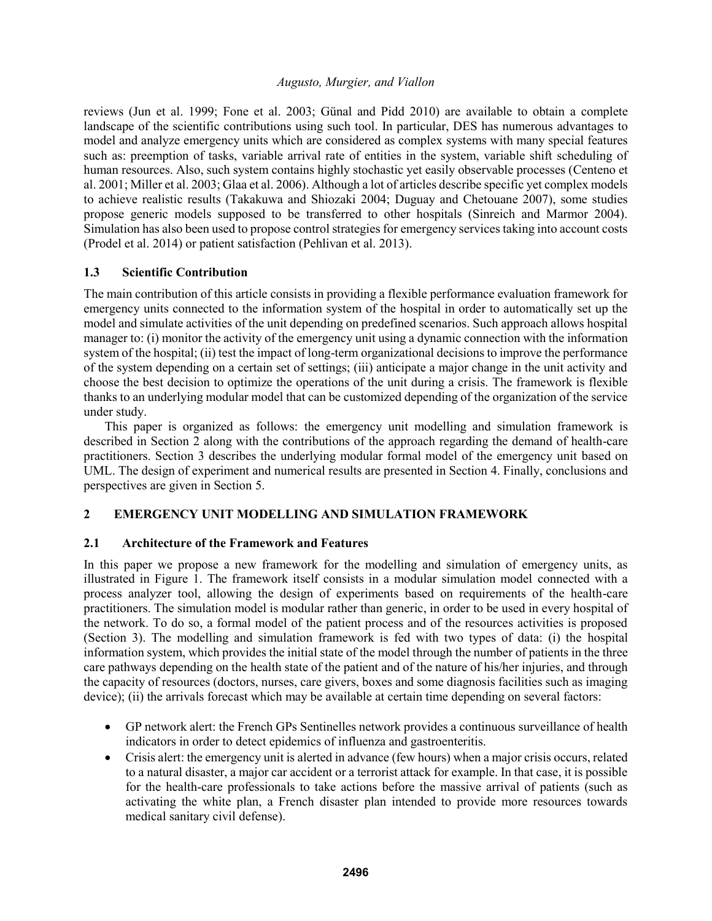reviews (Jun et al. 1999; Fone et al. 2003; Günal and Pidd 2010) are available to obtain a complete landscape of the scientific contributions using such tool. In particular, DES has numerous advantages to model and analyze emergency units which are considered as complex systems with many special features such as: preemption of tasks, variable arrival rate of entities in the system, variable shift scheduling of human resources. Also, such system contains highly stochastic yet easily observable processes (Centeno et al. 2001; Miller et al. 2003; Glaa et al. 2006). Although a lot of articles describe specific yet complex models to achieve realistic results (Takakuwa and Shiozaki 2004; Duguay and Chetouane 2007), some studies propose generic models supposed to be transferred to other hospitals (Sinreich and Marmor 2004). Simulation has also been used to propose control strategies for emergency services taking into account costs (Prodel et al. 2014) or patient satisfaction (Pehlivan et al. 2013).

### 1.3 Scientific Contribution

The main contribution of this article consists in providing a flexible performance evaluation framework for emergency units connected to the information system of the hospital in order to automatically set up the model and simulate activities of the unit depending on predefined scenarios. Such approach allows hospital manager to: (i) monitor the activity of the emergency unit using a dynamic connection with the information system of the hospital; (ii) test the impact of long-term organizational decisions to improve the performance of the system depending on a certain set of settings; (iii) anticipate a major change in the unit activity and choose the best decision to optimize the operations of the unit during a crisis. The framework is flexible thanks to an underlying modular model that can be customized depending of the organization of the service under study.

This paper is organized as follows: the emergency unit modelling and simulation framework is described in Section 2 along with the contributions of the approach regarding the demand of health-care practitioners. Section 3 describes the underlying modular formal model of the emergency unit based on UML. The design of experiment and numerical results are presented in Section 4. Finally, conclusions and perspectives are given in Section 5.

## 2 EMERGENCY UNIT MODELLING AND SIMULATION FRAMEWORK

### 2.1 Architecture of the Framework and Features

In this paper we propose a new framework for the modelling and simulation of emergency units, as illustrated in Figure 1. The framework itself consists in a modular simulation model connected with a process analyzer tool, allowing the design of experiments based on requirements of the health-care practitioners. The simulation model is modular rather than generic, in order to be used in every hospital of the network. To do so, a formal model of the patient process and of the resources activities is proposed (Section 3). The modelling and simulation framework is fed with two types of data: (i) the hospital information system, which provides the initial state of the model through the number of patients in the three care pathways depending on the health state of the patient and of the nature of his/her injuries, and through the capacity of resources (doctors, nurses, care givers, boxes and some diagnosis facilities such as imaging device); (ii) the arrivals forecast which may be available at certain time depending on several factors:

- GP network alert: the French GPs Sentinelles network provides a continuous surveillance of health indicators in order to detect epidemics of influenza and gastroenteritis.
- Crisis alert: the emergency unit is alerted in advance (few hours) when a major crisis occurs, related to a natural disaster, a major car accident or a terrorist attack for example. In that case, it is possible for the health-care professionals to take actions before the massive arrival of patients (such as activating the white plan, a French disaster plan intended to provide more resources towards medical sanitary civil defense).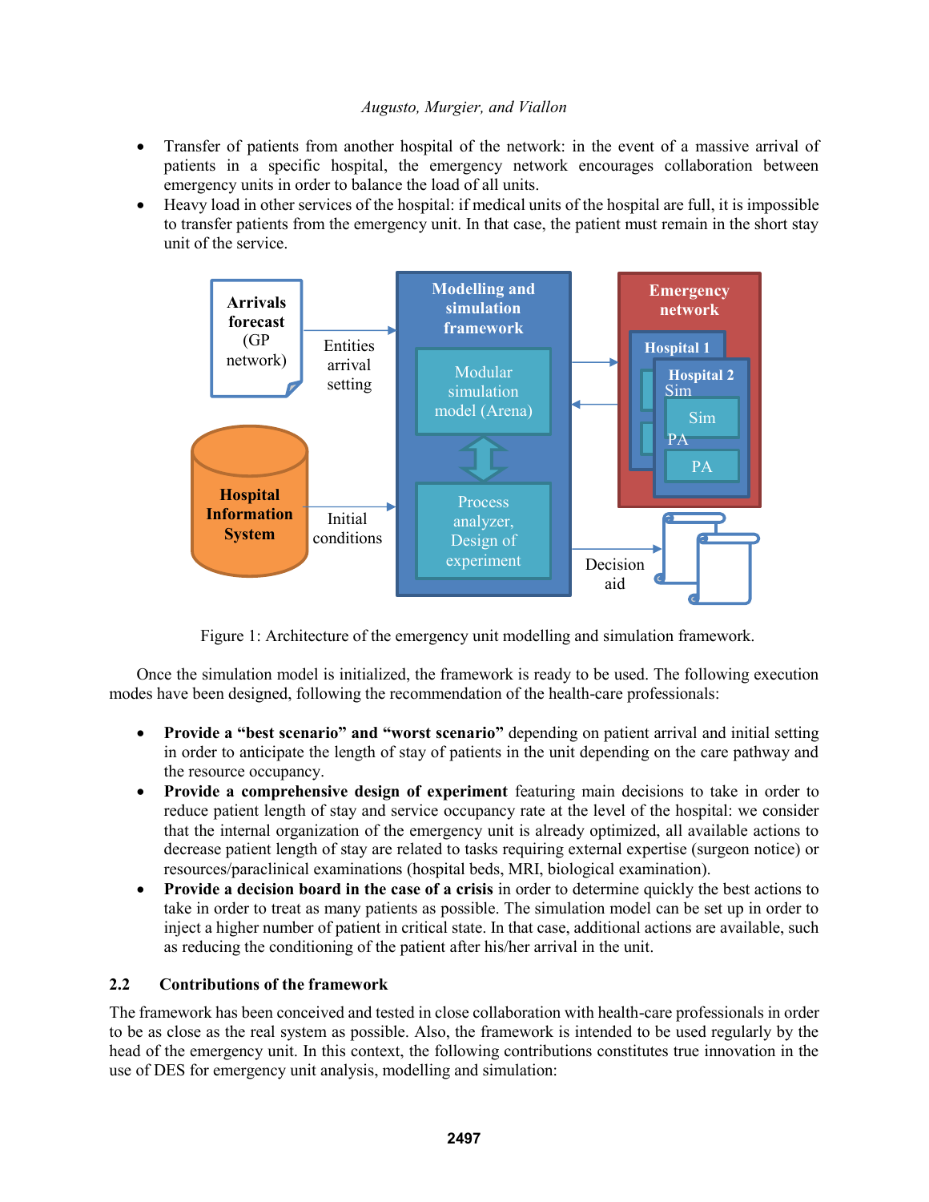- Transfer of patients from another hospital of the network: in the event of a massive arrival of patients in a specific hospital, the emergency network encourages collaboration between emergency units in order to balance the load of all units.
- Heavy load in other services of the hospital: if medical units of the hospital are full, it is impossible to transfer patients from the emergency unit. In that case, the patient must remain in the short stay unit of the service.

Figure 1: Architecture of the emergency unit modelling and simulation framework.

Once the simulation model is initialized, the framework is ready to be used. The following execution modes have been designed, following the recommendation of the health-care professionals:

- **Provide a "best scenario" and "worst scenario"** depending on patient arrival and initial setting in order to anticipate the length of stay of patients in the unit depending on the care pathway and the resource occupancy.
- **Provide a comprehensive design of experiment** featuring main decisions to take in order to reduce patient length of stay and service occupancy rate at the level of the hospital: we consider that the internal organization of the emergency unit is already optimized, all available actions to decrease patient length of stay are related to tasks requiring external expertise (surgeon notice) or resources/paraclinical examinations (hospital beds, MRI, biological examination).
- **Provide a decision board in the case of a crisis** in order to determine quickly the best actions to take in order to treat as many patients as possible. The simulation model can be set up in order to inject a higher number of patient in critical state. In that case, additional actions are available, such as reducing the conditioning of the patient after his/her arrival in the unit.

## 2.2 Contributions of the framework

The framework has been conceived and tested in close collaboration with health-care professionals in order to be as close as the real system as possible. Also, the framework is intended to be used regularly by the head of the emergency unit. In this context, the following contributions constitutes true innovation in the use of DES for emergency unit analysis, modelling and simulation: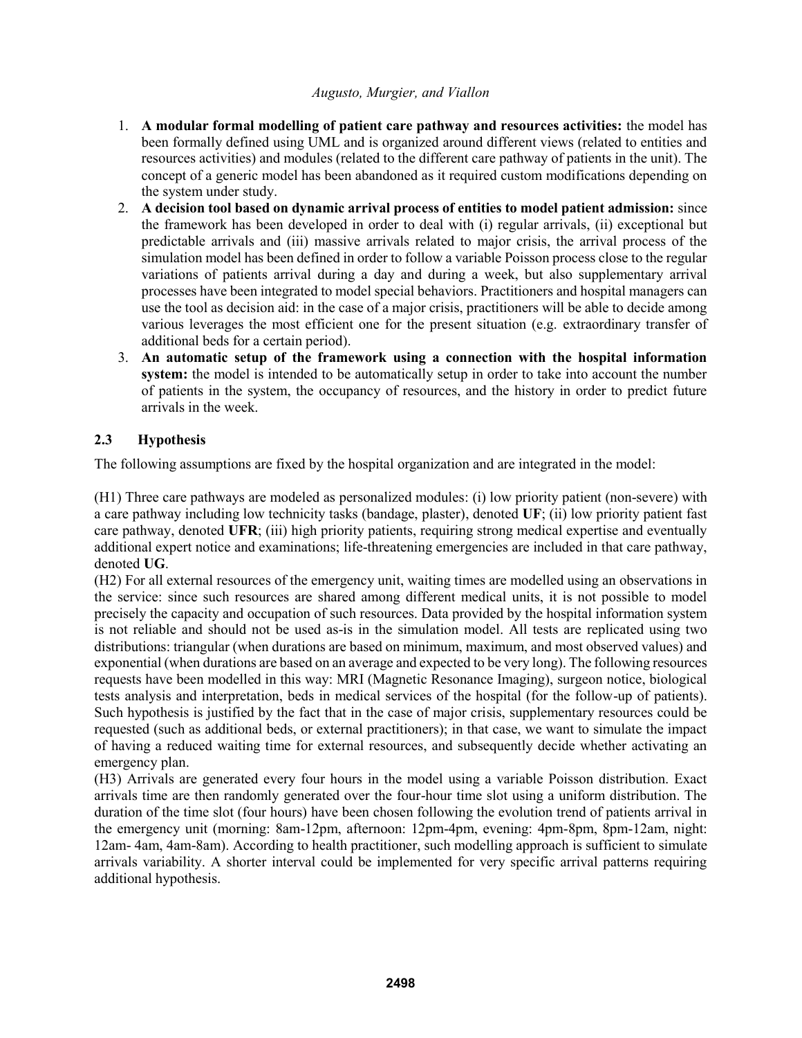1. **A modular formal modelling of patient care pathway and resources activities:** the model has been formally defined using UML and is organized around different views (related to entities and resources activities) and modules (related to the different care pathway of patients in the unit). The concept of a generic model has been abandoned as it required custom modifications depending on the system under study.
2. **A decision tool based on dynamic arrival process of entities to model patient admission:** since the framework has been developed in order to deal with (i) regular arrivals, (ii) exceptional but predictable arrivals and (iii) massive arrivals related to major crisis, the arrival process of the simulation model has been defined in order to follow a variable Poisson process close to the regular variations of patients arrival during a day and during a week, but also supplementary arrival processes have been integrated to model special behaviors. Practitioners and hospital managers can use the tool as decision aid: in the case of a major crisis, practitioners will be able to decide among various leverages the most efficient one for the present situation (e.g. extraordinary transfer of additional beds for a certain period).
3. **An automatic setup of the framework using a connection with the hospital information system:** the model is intended to be automatically setup in order to take into account the number of patients in the system, the occupancy of resources, and the history in order to predict future arrivals in the week.

### 2.3 Hypothesis

The following assumptions are fixed by the hospital organization and are integrated in the model:

(H1) Three care pathways are modeled as personalized modules: (i) low priority patient (non-severe) with a care pathway including low technicity tasks (bandage, plaster), denoted **UF**; (ii) low priority patient fast care pathway, denoted **UFR**; (iii) high priority patients, requiring strong medical expertise and eventually additional expert notice and examinations; life-threatening emergencies are included in that care pathway, denoted **UG**.

(H2) For all external resources of the emergency unit, waiting times are modelled using an observations in the service: since such resources are shared among different medical units, it is not possible to model precisely the capacity and occupation of such resources. Data provided by the hospital information system is not reliable and should not be used as-is in the simulation model. All tests are replicated using two distributions: triangular (when durations are based on minimum, maximum, and most observed values) and exponential (when durations are based on an average and expected to be very long). The following resources requests have been modelled in this way: MRI (Magnetic Resonance Imaging), surgeon notice, biological tests analysis and interpretation, beds in medical services of the hospital (for the follow-up of patients). Such hypothesis is justified by the fact that in the case of major crisis, supplementary resources could be requested (such as additional beds, or external practitioners); in that case, we want to simulate the impact of having a reduced waiting time for external resources, and subsequently decide whether activating an emergency plan.

(H3) Arrivals are generated every four hours in the model using a variable Poisson distribution. Exact arrivals time are then randomly generated over the four-hour time slot using a uniform distribution. The duration of the time slot (four hours) have been chosen following the evolution trend of patients arrival in the emergency unit (morning: 8am-12pm, afternoon: 12pm-4pm, evening: 4pm-8pm, 8pm-12am, night: 12am- 4am, 4am-8am). According to health practitioner, such modelling approach is sufficient to simulate arrivals variability. A shorter interval could be implemented for very specific arrival patterns requiring additional hypothesis.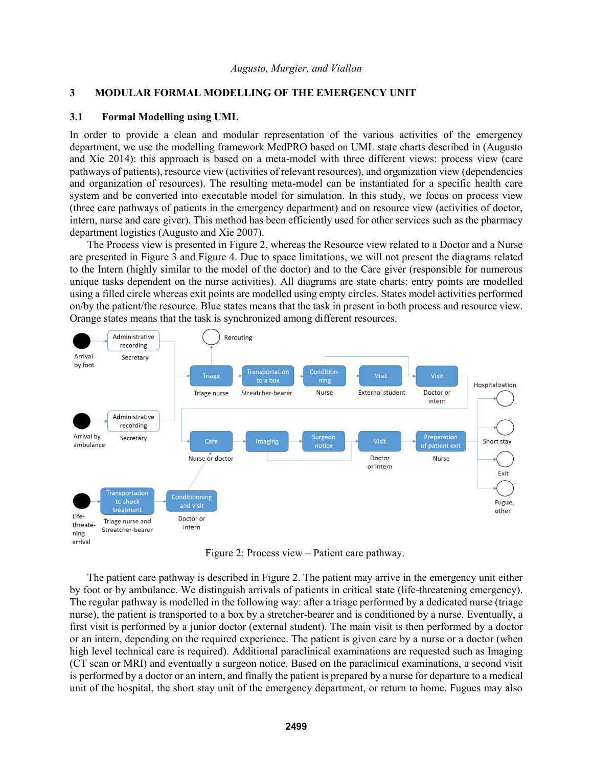## 3 MODULAR FORMAL MODELLING OF THE EMERGENCY UNIT

### 3.1 Formal Modelling using UML

In order to provide a clean and modular representation of the various activities of the emergency department, we use the modelling framework MedPRO based on UML state charts described in (Augusto and Xie 2014): this approach is based on a meta-model with three different views: process view (care pathways of patients), resource view (activities of relevant resources), and organization view (dependencies and organization of resources). The resulting meta-model can be instantiated for a specific health care system and be converted into executable model for simulation. In this study, we focus on process view (three care pathways of patients in the emergency department) and on resource view (activities of doctor, intern, nurse and care giver). This method has been efficiently used for other services such as the pharmacy department logistics (Augusto and Xie 2007).

The Process view is presented in Figure 2, whereas the Resource view related to a Doctor and a Nurse are presented in Figure 3 and Figure 4. Due to space limitations, we will not present the diagrams related to the Intern (highly similar to the model of the doctor) and to the Care giver (responsible for numerous unique tasks dependent on the nurse activities). All diagrams are state charts: entry points are modelled using a filled circle whereas exit points are modelled using empty circles. States model activities performed on/by the patient/the resource. Blue states means that the task in present in both process and resource view. Orange states means that the task is synchronized among different resources.

Figure 2: Process view – Patient care pathway.

The patient care pathway is described in Figure 2. The patient may arrive in the emergency unit either by foot or by ambulance. We distinguish arrivals of patients in critical state (life-threatening emergency). The regular pathway is modelled in the following way: after a triage performed by a dedicated nurse (triage nurse), the patient is transported to a box by a stretcher-bearer and is conditioned by a nurse. Eventually, a first visit is performed by a junior doctor (external student). The main visit is then performed by a doctor or an intern, depending on the required experience. The patient is given care by a nurse or a doctor (when high level technical care is required). Additional paraclinical examinations are requested such as Imaging (CT scan or MRI) and eventually a surgeon notice. Based on the paraclinical examinations, a second visit is performed by a doctor or an intern, and finally the patient is prepared by a nurse for departure to a medical unit of the hospital, the short stay unit of the emergency department, or return to home. Fugues may also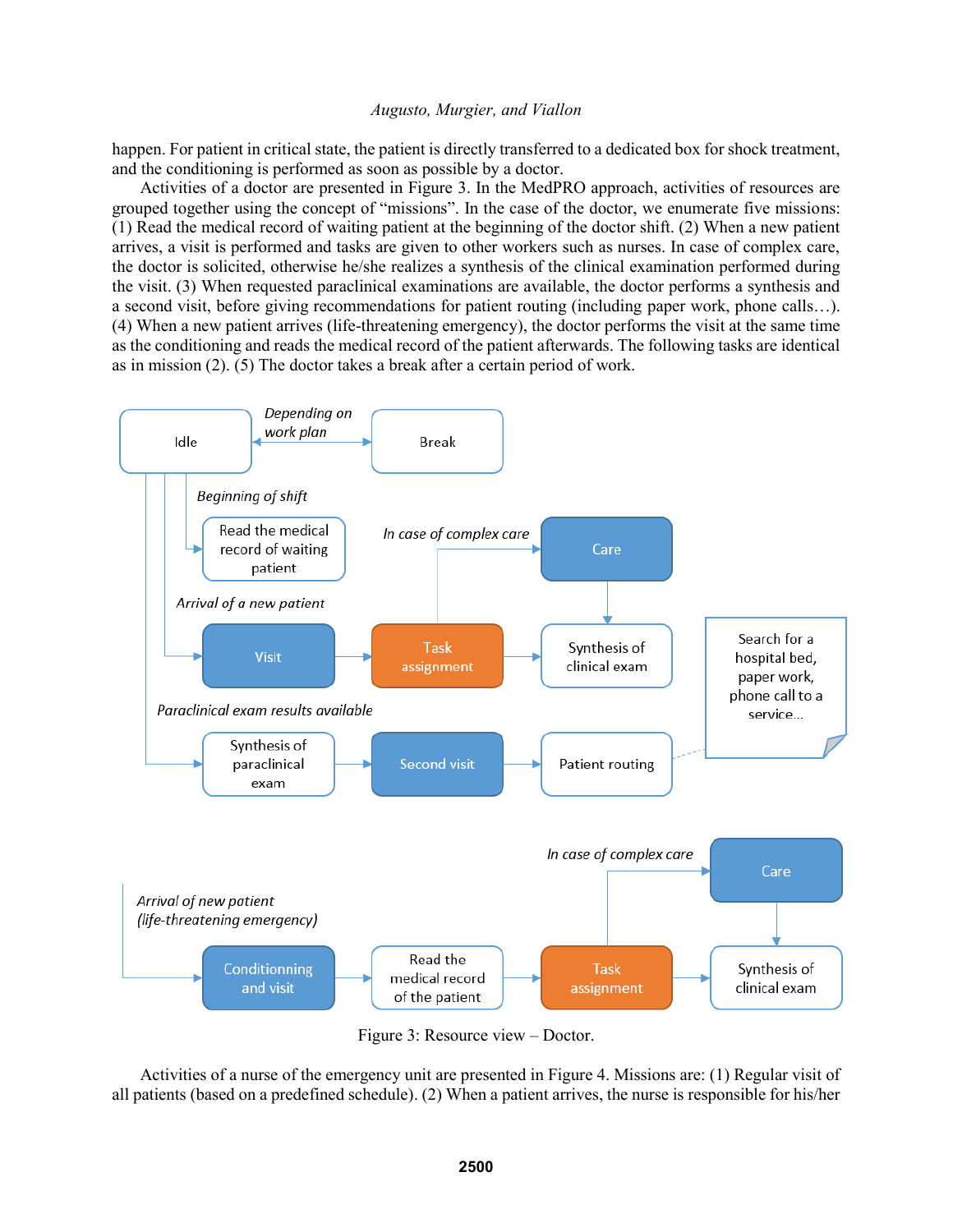happen. For patient in critical state, the patient is directly transferred to a dedicated box for shock treatment, and the conditioning is performed as soon as possible by a doctor.

Activities of a doctor are presented in Figure 3. In the MedPRO approach, activities of resources are grouped together using the concept of "missions". In the case of the doctor, we enumerate five missions: (1) Read the medical record of waiting patient at the beginning of the doctor shift. (2) When a new patient arrives, a visit is performed and tasks are given to other workers such as nurses. In case of complex care, the doctor is solicited, otherwise he/she realizes a synthesis of the clinical examination performed during the visit. (3) When requested paraclinical examinations are available, the doctor performs a synthesis and a second visit, before giving recommendations for patient routing (including paper work, phone calls…). (4) When a new patient arrives (life-threatening emergency), the doctor performs the visit at the same time as the conditioning and reads the medical record of the patient afterwards. The following tasks are identical as in mission (2). (5) The doctor takes a break after a certain period of work.

Figure 3: Resource view – Doctor.

Activities of a nurse of the emergency unit are presented in Figure 4. Missions are: (1) Regular visit of all patients (based on a predefined schedule). (2) When a patient arrives, the nurse is responsible for his/her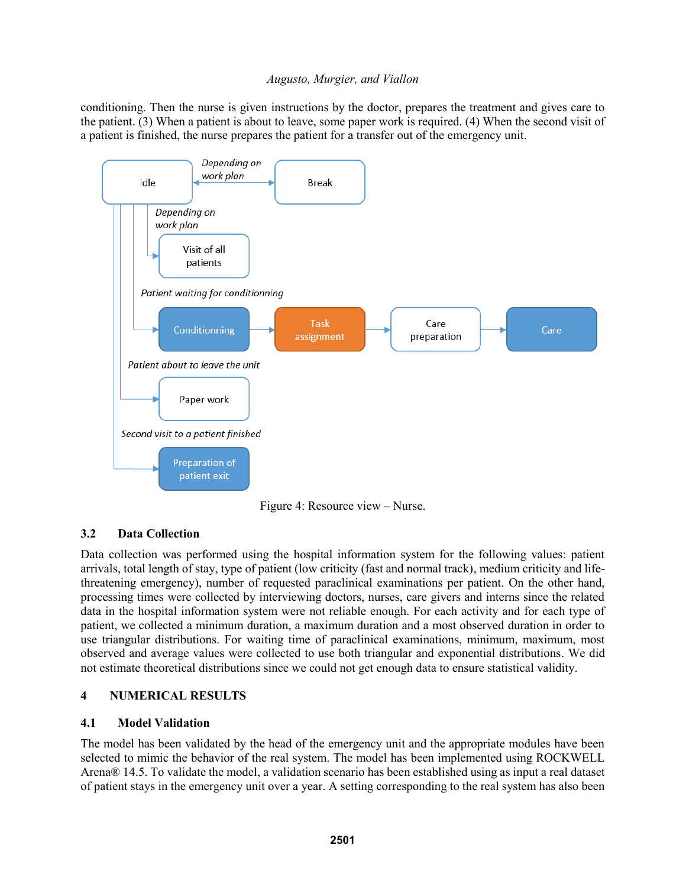conditioning. Then the nurse is given instructions by the doctor, prepares the treatment and gives care to the patient. (3) When a patient is about to leave, some paper work is required. (4) When the second visit of a patient is finished, the nurse prepares the patient for a transfer out of the emergency unit.

Figure 4: Resource view – Nurse.

### 3.2 Data Collection

Data collection was performed using the hospital information system for the following values: patient arrivals, total length of stay, type of patient (low criticity (fast and normal track), medium criticity and life-threatening emergency), number of requested paraclinical examinations per patient. On the other hand, processing times were collected by interviewing doctors, nurses, care givers and interns since the related data in the hospital information system were not reliable enough. For each activity and for each type of patient, we collected a minimum duration, a maximum duration and a most observed duration in order to use triangular distributions. For waiting time of paraclinical examinations, minimum, maximum, most observed and average values were collected to use both triangular and exponential distributions. We did not estimate theoretical distributions since we could not get enough data to ensure statistical validity.

## 4 NUMERICAL RESULTS

### 4.1 Model Validation

The model has been validated by the head of the emergency unit and the appropriate modules have been selected to mimic the behavior of the real system. The model has been implemented using ROCKWELL Arena® 14.5. To validate the model, a validation scenario has been established using as input a real dataset of patient stays in the emergency unit over a year. A setting corresponding to the real system has also been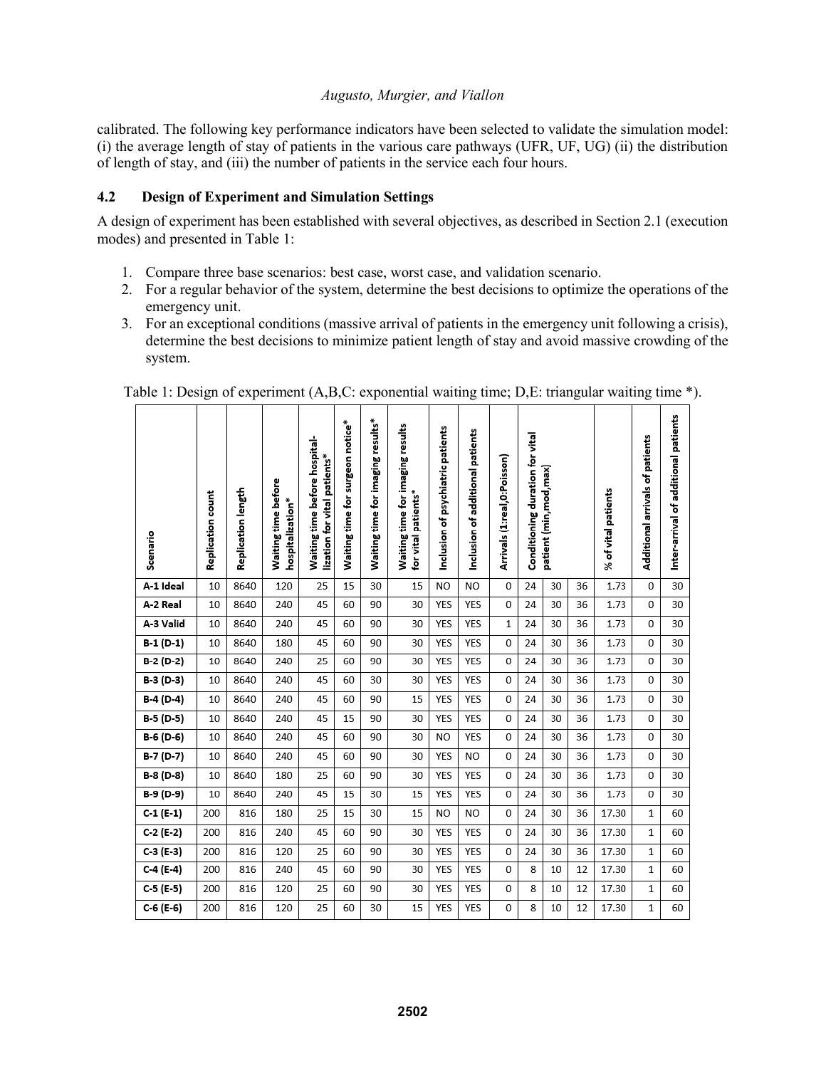calibrated. The following key performance indicators have been selected to validate the simulation model: (i) the average length of stay of patients in the various care pathways (UFR, UF, UG) (ii) the distribution of length of stay, and (iii) the number of patients in the service each four hours.

### 4.2 Design of Experiment and Simulation Settings

A design of experiment has been established with several objectives, as described in Section 2.1 (execution modes) and presented in Table 1:

1. Compare three base scenarios: best case, worst case, and validation scenario.
2. For a regular behavior of the system, determine the best decisions to optimize the operations of the emergency unit.
3. For an exceptional conditions (massive arrival of patients in the emergency unit following a crisis), determine the best decisions to minimize patient length of stay and avoid massive crowding of the system.

Table 1: Design of experiment (A,B,C: exponential waiting time; D,E: triangular waiting time *).

| Scenario | Replication count | Replication length | Waiting time before hospitalization* | Waiting time before hospitalization for vital patients* | Waiting time for surgeon notice* | Waiting time for imaging results* | Waiting time for imaging results for vital patients* | Inclusion of psychiatric patients | Inclusion of additional patients | Arrivals (1:real,0:Poisson) | Conditioning duration for vital patient (min,mod,max) | | | % of vital patients | Additional arrivals of patients | Inter-arrival of additional patients |
|---|---|---|---|---|---|---|---|---|---|---|---|---|---|---|---|---|
| **A-1 Ideal** | 10 | 8640 | 120 | 25 | 15 | 30 | 15 | NO | NO | 0 | 24 | 30 | 36 | 1.73 | 0 | 30 |
| **A-2 Real** | 10 | 8640 | 240 | 45 | 60 | 90 | 30 | YES | YES | 0 | 24 | 30 | 36 | 1.73 | 0 | 30 |
| **A-3 Valid** | 10 | 8640 | 240 | 45 | 60 | 90 | 30 | YES | YES | 1 | 24 | 30 | 36 | 1.73 | 0 | 30 |
| **B-1 (D-1)** | 10 | 8640 | 180 | 45 | 60 | 90 | 30 | YES | YES | 0 | 24 | 30 | 36 | 1.73 | 0 | 30 |
| **B-2 (D-2)** | 10 | 8640 | 240 | 25 | 60 | 90 | 30 | YES | YES | 0 | 24 | 30 | 36 | 1.73 | 0 | 30 |
| **B-3 (D-3)** | 10 | 8640 | 240 | 45 | 60 | 30 | 30 | YES | YES | 0 | 24 | 30 | 36 | 1.73 | 0 | 30 |
| **B-4 (D-4)** | 10 | 8640 | 240 | 45 | 60 | 90 | 15 | YES | YES | 0 | 24 | 30 | 36 | 1.73 | 0 | 30 |
| **B-5 (D-5)** | 10 | 8640 | 240 | 45 | 15 | 90 | 30 | YES | YES | 0 | 24 | 30 | 36 | 1.73 | 0 | 30 |
| **B-6 (D-6)** | 10 | 8640 | 240 | 45 | 60 | 90 | 30 | NO | YES | 0 | 24 | 30 | 36 | 1.73 | 0 | 30 |
| **B-7 (D-7)** | 10 | 8640 | 240 | 45 | 60 | 90 | 30 | YES | NO | 0 | 24 | 30 | 36 | 1.73 | 0 | 30 |
| **B-8 (D-8)** | 10 | 8640 | 180 | 25 | 60 | 90 | 30 | YES | YES | 0 | 24 | 30 | 36 | 1.73 | 0 | 30 |
| **B-9 (D-9)** | 10 | 8640 | 240 | 45 | 15 | 30 | 15 | YES | YES | 0 | 24 | 30 | 36 | 1.73 | 0 | 30 |
| **C-1 (E-1)** | 200 | 816 | 180 | 25 | 15 | 30 | 15 | NO | NO | 0 | 24 | 30 | 36 | 17.30 | 1 | 60 |
| **C-2 (E-2)** | 200 | 816 | 240 | 45 | 60 | 90 | 30 | YES | YES | 0 | 24 | 30 | 36 | 17.30 | 1 | 60 |
| **C-3 (E-3)** | 200 | 816 | 120 | 25 | 60 | 90 | 30 | YES | YES | 0 | 24 | 30 | 36 | 17.30 | 1 | 60 |
| **C-4 (E-4)** | 200 | 816 | 240 | 45 | 60 | 90 | 30 | YES | YES | 0 | 8 | 10 | 12 | 17.30 | 1 | 60 |
| **C-5 (E-5)** | 200 | 816 | 120 | 25 | 60 | 90 | 30 | YES | YES | 0 | 8 | 10 | 12 | 17.30 | 1 | 60 |
| **C-6 (E-6)** | 200 | 816 | 120 | 25 | 60 | 30 | 15 | YES | YES | 0 | 8 | 10 | 12 | 17.30 | 1 | 60 |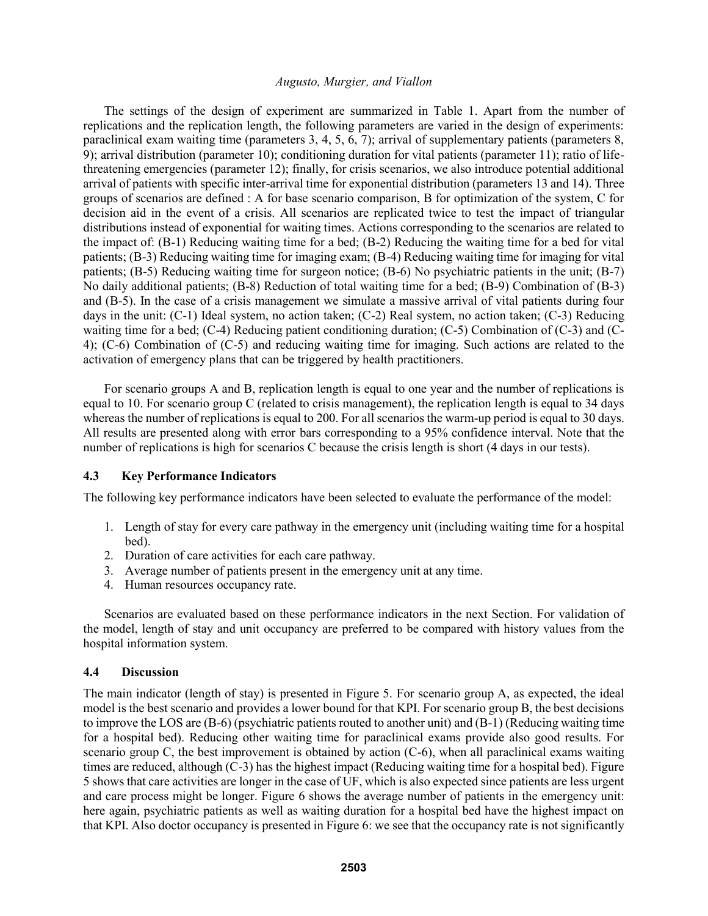The settings of the design of experiment are summarized in Table 1. Apart from the number of replications and the replication length, the following parameters are varied in the design of experiments: paraclinical exam waiting time (parameters 3, 4, 5, 6, 7); arrival of supplementary patients (parameters 8, 9); arrival distribution (parameter 10); conditioning duration for vital patients (parameter 11); ratio of life-threatening emergencies (parameter 12); finally, for crisis scenarios, we also introduce potential additional arrival of patients with specific inter-arrival time for exponential distribution (parameters 13 and 14). Three groups of scenarios are defined : A for base scenario comparison, B for optimization of the system, C for decision aid in the event of a crisis. All scenarios are replicated twice to test the impact of triangular distributions instead of exponential for waiting times. Actions corresponding to the scenarios are related to the impact of: (B-1) Reducing waiting time for a bed; (B-2) Reducing the waiting time for a bed for vital patients; (B-3) Reducing waiting time for imaging exam; (B-4) Reducing waiting time for imaging for vital patients; (B-5) Reducing waiting time for surgeon notice; (B-6) No psychiatric patients in the unit; (B-7) No daily additional patients; (B-8) Reduction of total waiting time for a bed; (B-9) Combination of (B-3) and (B-5). In the case of a crisis management we simulate a massive arrival of vital patients during four days in the unit: (C-1) Ideal system, no action taken; (C-2) Real system, no action taken; (C-3) Reducing waiting time for a bed; (C-4) Reducing patient conditioning duration; (C-5) Combination of (C-3) and (C-4); (C-6) Combination of (C-5) and reducing waiting time for imaging. Such actions are related to the activation of emergency plans that can be triggered by health practitioners.

For scenario groups A and B, replication length is equal to one year and the number of replications is equal to 10. For scenario group C (related to crisis management), the replication length is equal to 34 days whereas the number of replications is equal to 200. For all scenarios the warm-up period is equal to 30 days. All results are presented along with error bars corresponding to a 95% confidence interval. Note that the number of replications is high for scenarios C because the crisis length is short (4 days in our tests).

### 4.3 Key Performance Indicators

The following key performance indicators have been selected to evaluate the performance of the model:

1. Length of stay for every care pathway in the emergency unit (including waiting time for a hospital bed).
2. Duration of care activities for each care pathway.
3. Average number of patients present in the emergency unit at any time.
4. Human resources occupancy rate.

Scenarios are evaluated based on these performance indicators in the next Section. For validation of the model, length of stay and unit occupancy are preferred to be compared with history values from the hospital information system.

### 4.4 Discussion

The main indicator (length of stay) is presented in Figure 5. For scenario group A, as expected, the ideal model is the best scenario and provides a lower bound for that KPI. For scenario group B, the best decisions to improve the LOS are (B-6) (psychiatric patients routed to another unit) and (B-1) (Reducing waiting time for a hospital bed). Reducing other waiting time for paraclinical exams provide also good results. For scenario group C, the best improvement is obtained by action (C-6), when all paraclinical exams waiting times are reduced, although (C-3) has the highest impact (Reducing waiting time for a hospital bed). Figure 5 shows that care activities are longer in the case of UF, which is also expected since patients are less urgent and care process might be longer. Figure 6 shows the average number of patients in the emergency unit: here again, psychiatric patients as well as waiting duration for a hospital bed have the highest impact on that KPI. Also doctor occupancy is presented in Figure 6: we see that the occupancy rate is not significantly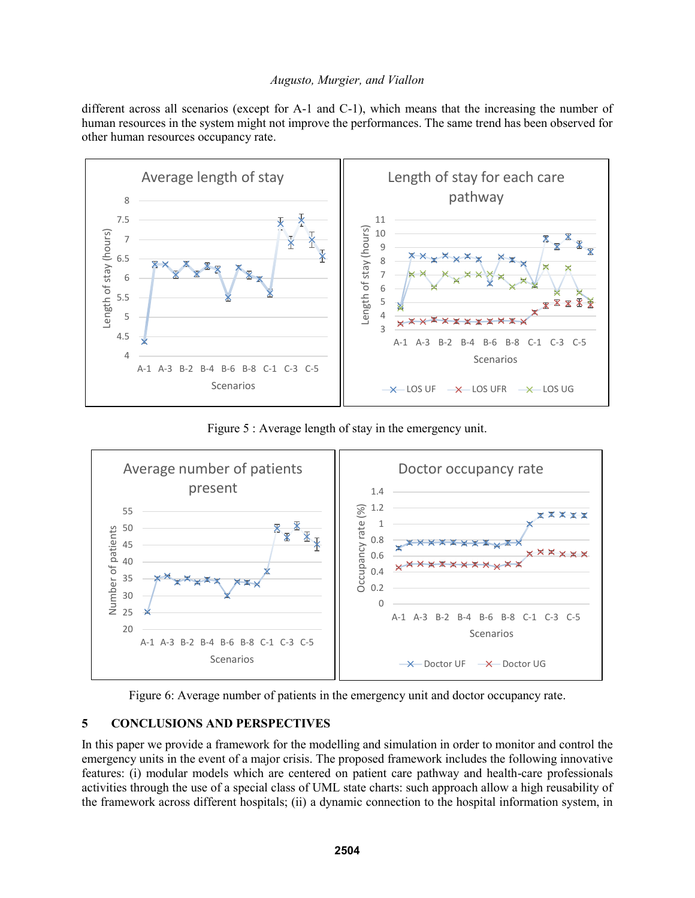different across all scenarios (except for A-1 and C-1), which means that the increasing the number of human resources in the system might not improve the performances. The same trend has been observed for other human resources occupancy rate.

Figure 5 : Average length of stay in the emergency unit.

Figure 6: Average number of patients in the emergency unit and doctor occupancy rate.

## 5 CONCLUSIONS AND PERSPECTIVES

In this paper we provide a framework for the modelling and simulation in order to monitor and control the emergency units in the event of a major crisis. The proposed framework includes the following innovative features: (i) modular models which are centered on patient care pathway and health-care professionals activities through the use of a special class of UML state charts: such approach allow a high reusability of the framework across different hospitals; (ii) a dynamic connection to the hospital information system, in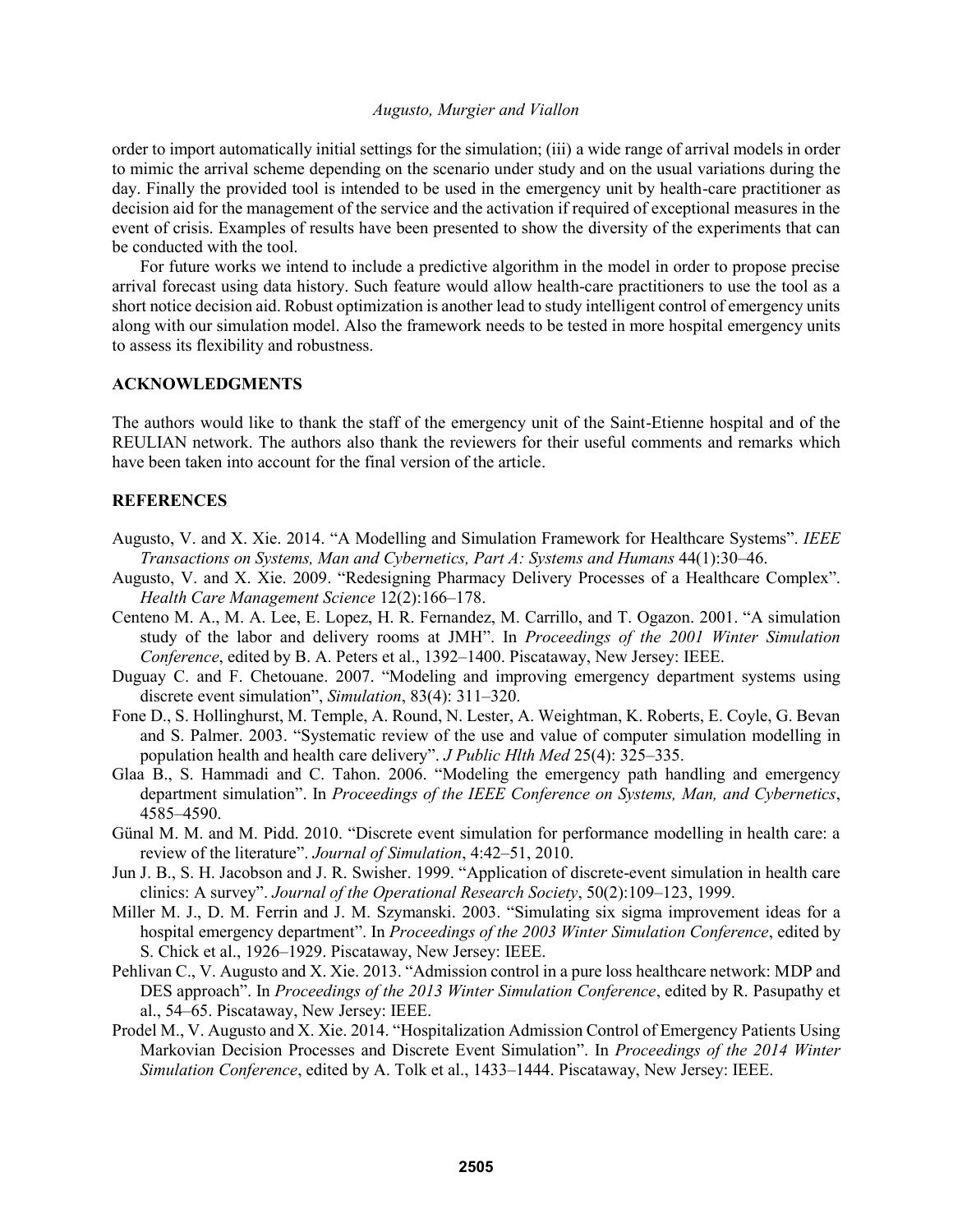order to import automatically initial settings for the simulation; (iii) a wide range of arrival models in order to mimic the arrival scheme depending on the scenario under study and on the usual variations during the day. Finally the provided tool is intended to be used in the emergency unit by health-care practitioner as decision aid for the management of the service and the activation if required of exceptional measures in the event of crisis. Examples of results have been presented to show the diversity of the experiments that can be conducted with the tool.

For future works we intend to include a predictive algorithm in the model in order to propose precise arrival forecast using data history. Such feature would allow health-care practitioners to use the tool as a short notice decision aid. Robust optimization is another lead to study intelligent control of emergency units along with our simulation model. Also the framework needs to be tested in more hospital emergency units to assess its flexibility and robustness.

## ACKNOWLEDGMENTS

The authors would like to thank the staff of the emergency unit of the Saint-Etienne hospital and of the REULIAN network. The authors also thank the reviewers for their useful comments and remarks which have been taken into account for the final version of the article.

## REFERENCES

Augusto, V. and X. Xie. 2014. "A Modelling and Simulation Framework for Healthcare Systems". *IEEE Transactions on Systems, Man and Cybernetics, Part A: Systems and Humans* 44(1):30–46.

Augusto, V. and X. Xie. 2009. "Redesigning Pharmacy Delivery Processes of a Healthcare Complex". *Health Care Management Science* 12(2):166–178.

Centeno M. A., M. A. Lee, E. Lopez, H. R. Fernandez, M. Carrillo, and T. Ogazon. 2001. "A simulation study of the labor and delivery rooms at JMH". In *Proceedings of the 2001 Winter Simulation Conference*, edited by B. A. Peters et al., 1392–1400. Piscataway, New Jersey: IEEE.

Duguay C. and F. Chetouane. 2007. "Modeling and improving emergency department systems using discrete event simulation", *Simulation*, 83(4): 311–320.

Fone D., S. Hollinghurst, M. Temple, A. Round, N. Lester, A. Weightman, K. Roberts, E. Coyle, G. Bevan and S. Palmer. 2003. "Systematic review of the use and value of computer simulation modelling in population health and health care delivery". *J Public Hlth Med* 25(4): 325–335.

Glaa B., S. Hammadi and C. Tahon. 2006. "Modeling the emergency path handling and emergency department simulation". In *Proceedings of the IEEE Conference on Systems, Man, and Cybernetics*, 4585–4590.

Günal M. M. and M. Pidd. 2010. "Discrete event simulation for performance modelling in health care: a review of the literature". *Journal of Simulation*, 4:42–51, 2010.

Jun J. B., S. H. Jacobson and J. R. Swisher. 1999. "Application of discrete-event simulation in health care clinics: A survey". *Journal of the Operational Research Society*, 50(2):109–123, 1999.

Miller M. J., D. M. Ferrin and J. M. Szymanski. 2003. "Simulating six sigma improvement ideas for a hospital emergency department". In *Proceedings of the 2003 Winter Simulation Conference*, edited by S. Chick et al., 1926–1929. Piscataway, New Jersey: IEEE.

Pehlivan C., V. Augusto and X. Xie. 2013. "Admission control in a pure loss healthcare network: MDP and DES approach". In *Proceedings of the 2013 Winter Simulation Conference*, edited by R. Pasupathy et al., 54–65. Piscataway, New Jersey: IEEE.

Prodel M., V. Augusto and X. Xie. 2014. "Hospitalization Admission Control of Emergency Patients Using Markovian Decision Processes and Discrete Event Simulation". In *Proceedings of the 2014 Winter Simulation Conference*, edited by A. Tolk et al., 1433–1444. Piscataway, New Jersey: IEEE.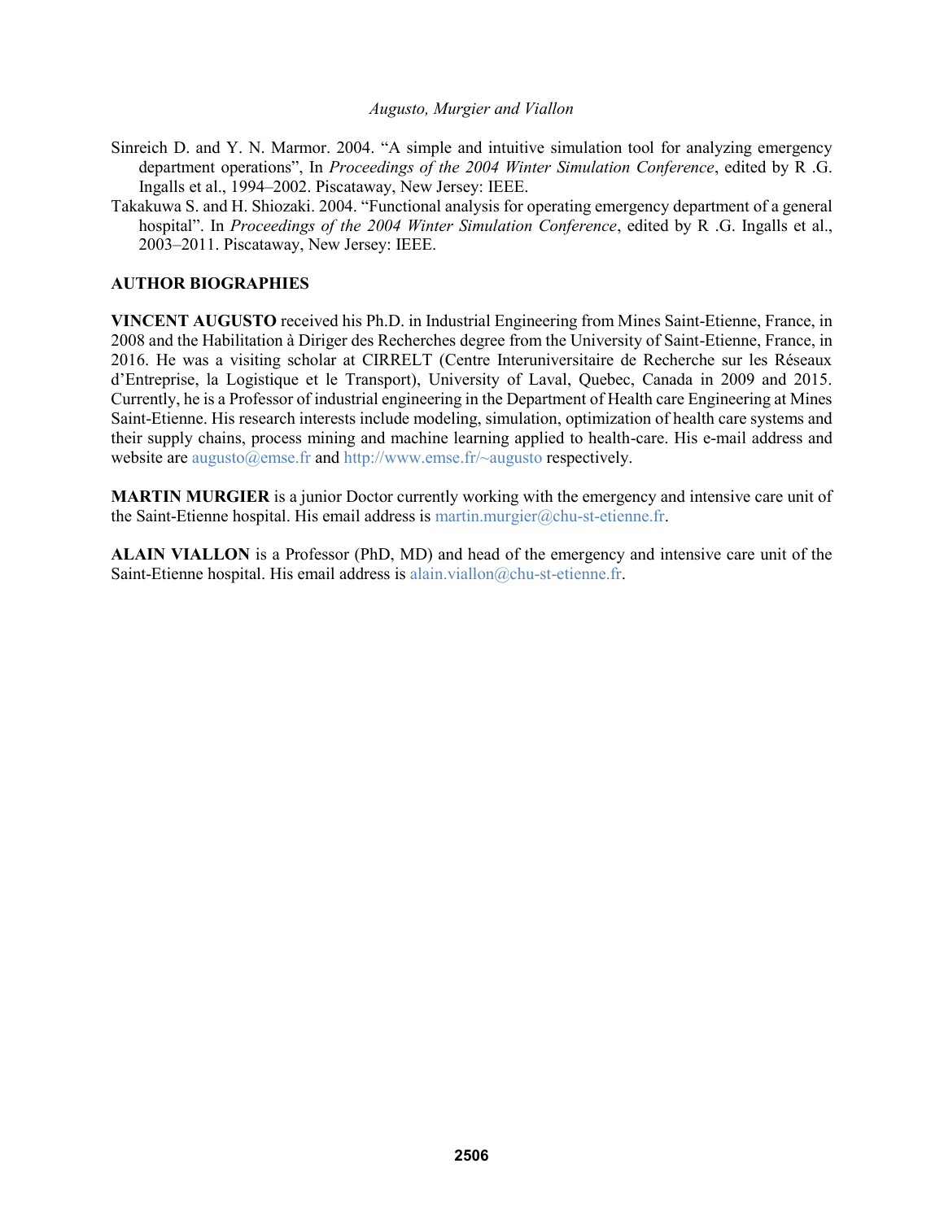Sinreich D. and Y. N. Marmor. 2004. "A simple and intuitive simulation tool for analyzing emergency department operations", In *Proceedings of the 2004 Winter Simulation Conference*, edited by R .G. Ingalls et al., 1994–2002. Piscataway, New Jersey: IEEE.

Takakuwa S. and H. Shiozaki. 2004. "Functional analysis for operating emergency department of a general hospital". In *Proceedings of the 2004 Winter Simulation Conference*, edited by R .G. Ingalls et al., 2003–2011. Piscataway, New Jersey: IEEE.

## AUTHOR BIOGRAPHIES

**VINCENT AUGUSTO** received his Ph.D. in Industrial Engineering from Mines Saint-Etienne, France, in 2008 and the Habilitation à Diriger des Recherches degree from the University of Saint-Etienne, France, in 2016. He was a visiting scholar at CIRRELT (Centre Interuniversitaire de Recherche sur les Réseaux d'Entreprise, la Logistique et le Transport), University of Laval, Quebec, Canada in 2009 and 2015. Currently, he is a Professor of industrial engineering in the Department of Health care Engineering at Mines Saint-Etienne. His research interests include modeling, simulation, optimization of health care systems and their supply chains, process mining and machine learning applied to health-care. His e-mail address and website are augusto@emse.fr and http://www.emse.fr/~augusto respectively.

**MARTIN MURGIER** is a junior Doctor currently working with the emergency and intensive care unit of the Saint-Etienne hospital. His email address is martin.murgier@chu-st-etienne.fr.

**ALAIN VIALLON** is a Professor (PhD, MD) and head of the emergency and intensive care unit of the Saint-Etienne hospital. His email address is alain.viallon@chu-st-etienne.fr.